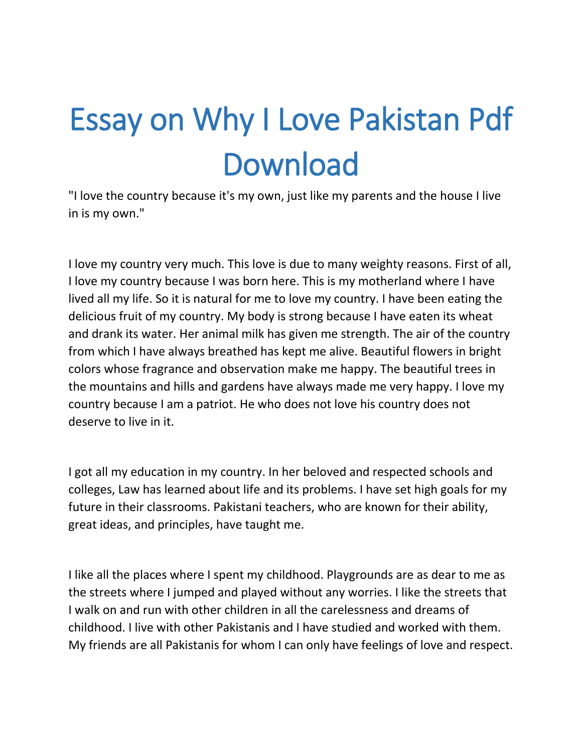# Essay on Why I Love Pakistan Pdf Download

"I love the country because it's my own, just like my parents and the house I live in is my own."

I love my country very much. This love is due to many weighty reasons. First of all, I love my country because I was born here. This is my motherland where I have lived all my life. So it is natural for me to love my country. I have been eating the delicious fruit of my country. My body is strong because I have eaten its wheat and drank its water. Her animal milk has given me strength. The air of the country from which I have always breathed has kept me alive. Beautiful flowers in bright colors whose fragrance and observation make me happy. The beautiful trees in the mountains and hills and gardens have always made me very happy. I love my country because I am a patriot. He who does not love his country does not deserve to live in it.

I got all my education in my country. In her beloved and respected schools and colleges, Law has learned about life and its problems. I have set high goals for my future in their classrooms. Pakistani teachers, who are known for their ability, great ideas, and principles, have taught me.

I like all the places where I spent my childhood. Playgrounds are as dear to me as the streets where I jumped and played without any worries. I like the streets that I walk on and run with other children in all the carelessness and dreams of childhood. I live with other Pakistanis and I have studied and worked with them. My friends are all Pakistanis for whom I can only have feelings of love and respect.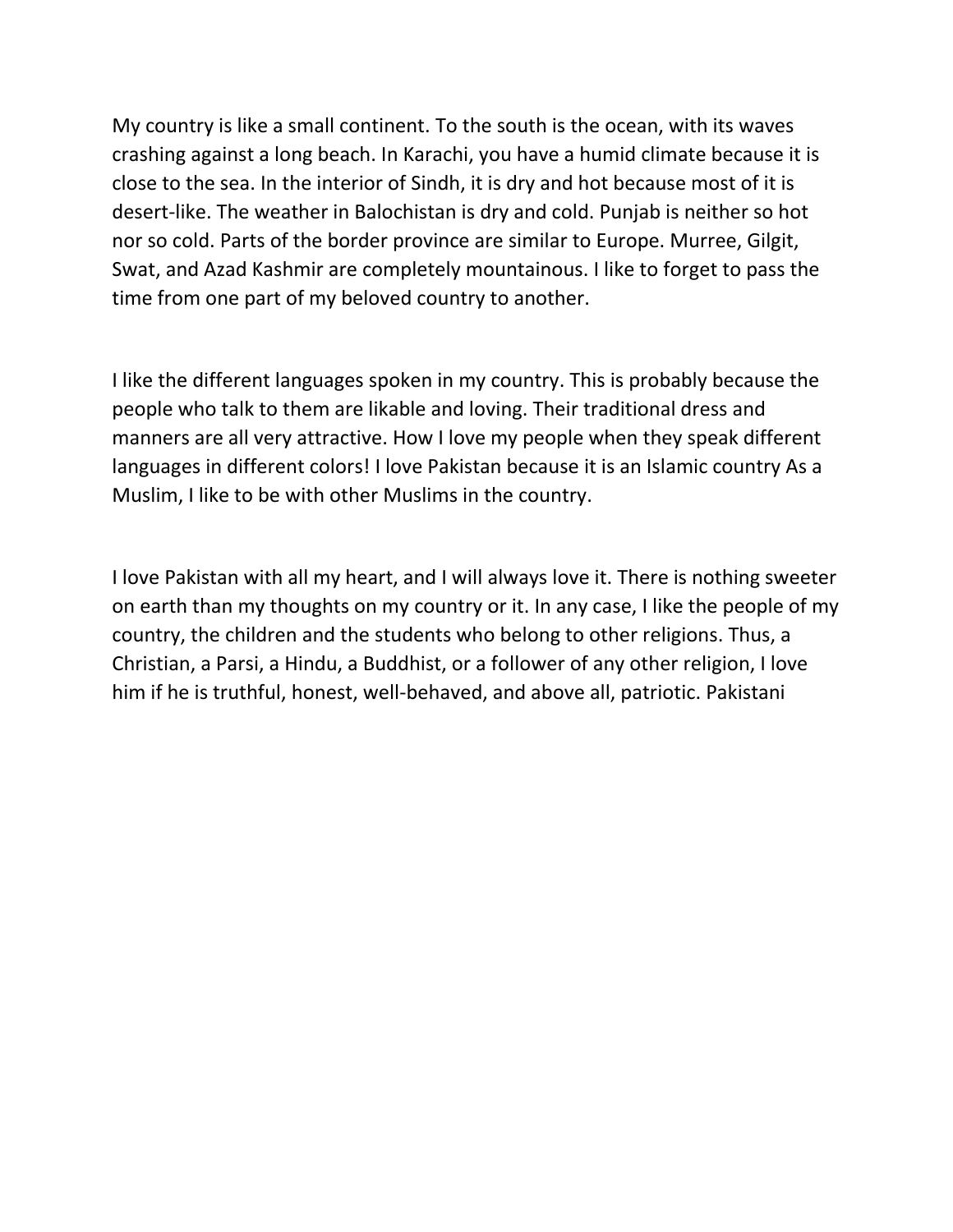My country is like a small continent. To the south is the ocean, with its waves crashing against a long beach. In Karachi, you have a humid climate because it is close to the sea. In the interior of Sindh, it is dry and hot because most of it is desert-like. The weather in Balochistan is dry and cold. Punjab is neither so hot nor so cold. Parts of the border province are similar to Europe. Murree, Gilgit, Swat, and Azad Kashmir are completely mountainous. I like to forget to pass the time from one part of my beloved country to another.

I like the different languages spoken in my country. This is probably because the people who talk to them are likable and loving. Their traditional dress and manners are all very attractive. How I love my people when they speak different languages in different colors! I love Pakistan because it is an Islamic country As a Muslim, I like to be with other Muslims in the country.

I love Pakistan with all my heart, and I will always love it. There is nothing sweeter on earth than my thoughts on my country or it. In any case, I like the people of my country, the children and the students who belong to other religions. Thus, a Christian, a Parsi, a Hindu, a Buddhist, or a follower of any other religion, I love him if he is truthful, honest, well-behaved, and above all, patriotic. Pakistani